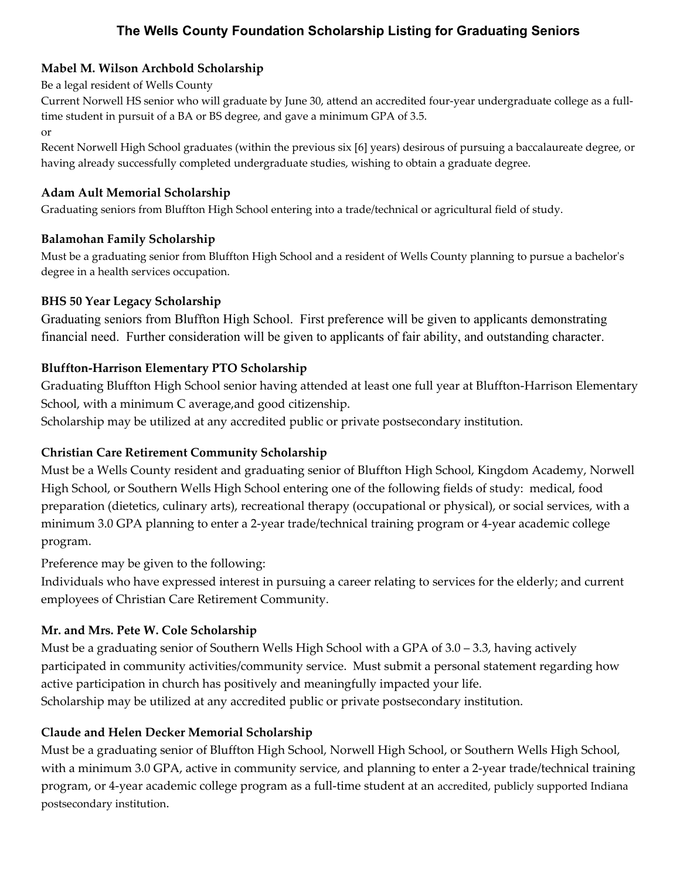# The Wells County Foundation Scholarship Listing for Graduating Seniors

### Mabel M. Wilson Archbold Scholarship

Be a legal resident of Wells County

Current Norwell HS senior who will graduate by June 30, attend an accredited four-year undergraduate college as a full-time student in pursuit of a BA or BS degree, and gave a minimum GPA of 3.5.

or

Recent Norwell High School graduates (within the previous six [6] years) desirous of pursuing a baccalaureate degree, or having already successfully completed undergraduate studies, wishing to obtain a graduate degree.

### Adam Ault Memorial Scholarship

Graduating seniors from Bluffton High School entering into a trade/technical or agricultural field of study.

### Balamohan Family Scholarship

Must be a graduating senior from Bluffton High School and a resident of Wells County planning to pursue a bachelor's degree in a health services occupation.

### BHS 50 Year Legacy Scholarship

Graduating seniors from Bluffton High School. First preference will be given to applicants demonstrating financial need. Further consideration will be given to applicants of fair ability, and outstanding character.

### Bluffton-Harrison Elementary PTO Scholarship

Graduating Bluffton High School senior having attended at least one full year at Bluffton-Harrison Elementary School, with a minimum C average,and good citizenship.

Scholarship may be utilized at any accredited public or private postsecondary institution.

### Christian Care Retirement Community Scholarship

Must be a Wells County resident and graduating senior of Bluffton High School, Kingdom Academy, Norwell High School, or Southern Wells High School entering one of the following fields of study: medical, food preparation (dietetics, culinary arts), recreational therapy (occupational or physical), or social services, with a minimum 3.0 GPA planning to enter a 2-year trade/technical training program or 4-year academic college program.

Preference may be given to the following:

Individuals who have expressed interest in pursuing a career relating to services for the elderly; and current employees of Christian Care Retirement Community.

### Mr. and Mrs. Pete W. Cole Scholarship

Must be a graduating senior of Southern Wells High School with a GPA of 3.0 – 3.3, having actively participated in community activities/community service. Must submit a personal statement regarding how active participation in church has positively and meaningfully impacted your life.

Scholarship may be utilized at any accredited public or private postsecondary institution.

### Claude and Helen Decker Memorial Scholarship

Must be a graduating senior of Bluffton High School, Norwell High School, or Southern Wells High School, with a minimum 3.0 GPA, active in community service, and planning to enter a 2-year trade/technical training program, or 4-year academic college program as a full-time student at an accredited, publicly supported Indiana postsecondary institution.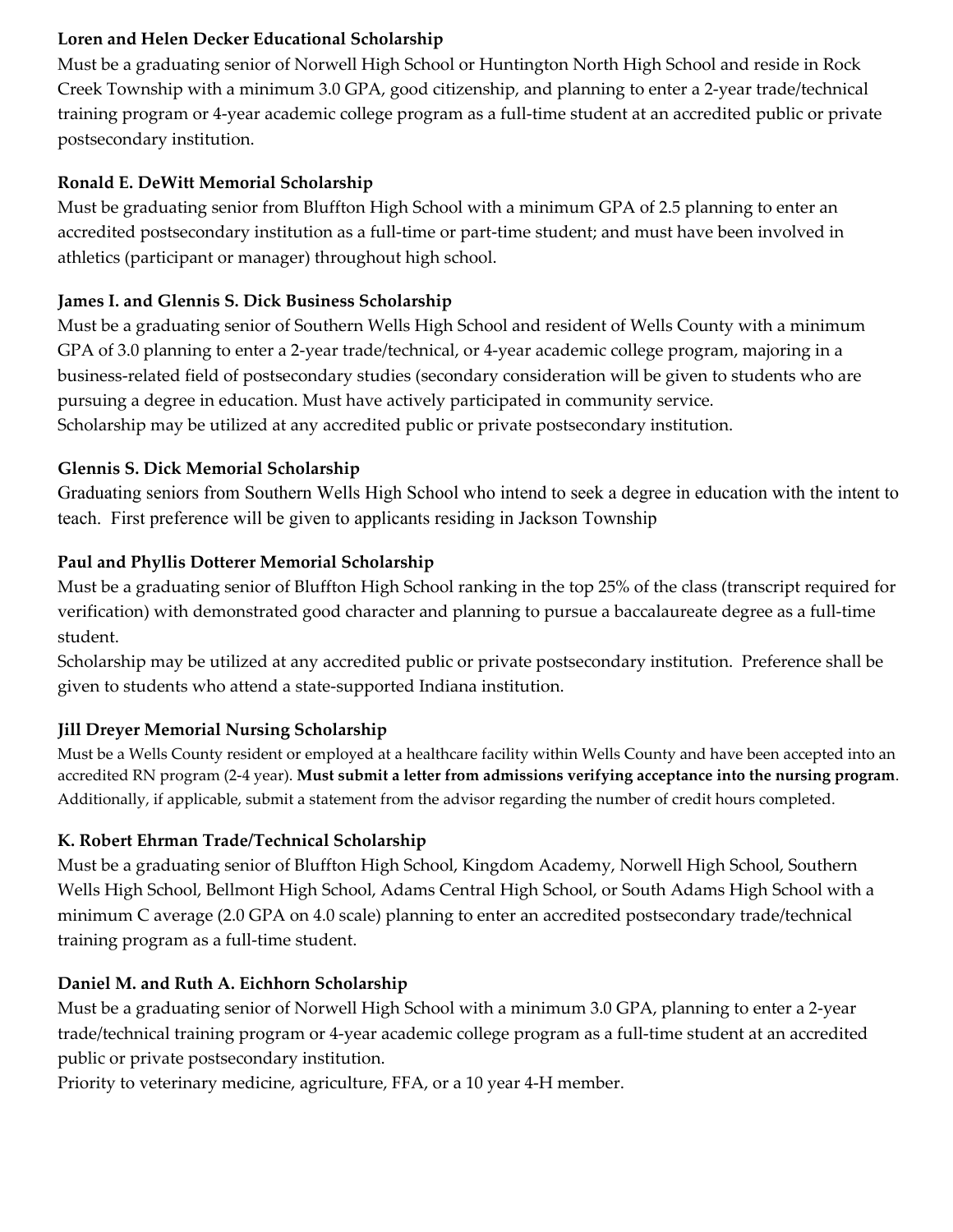**Loren and Helen Decker Educational Scholarship**

Must be a graduating senior of Norwell High School or Huntington North High School and reside in Rock Creek Township with a minimum 3.0 GPA, good citizenship, and planning to enter a 2-year trade/technical training program or 4-year academic college program as a full-time student at an accredited public or private postsecondary institution.

**Ronald E. DeWitt Memorial Scholarship**

Must be graduating senior from Bluffton High School with a minimum GPA of 2.5 planning to enter an accredited postsecondary institution as a full-time or part-time student; and must have been involved in athletics (participant or manager) throughout high school.

**James I. and Glennis S. Dick Business Scholarship**

Must be a graduating senior of Southern Wells High School and resident of Wells County with a minimum GPA of 3.0 planning to enter a 2-year trade/technical, or 4-year academic college program, majoring in a business-related field of postsecondary studies (secondary consideration will be given to students who are pursuing a degree in education. Must have actively participated in community service.
Scholarship may be utilized at any accredited public or private postsecondary institution.

**Glennis S. Dick Memorial Scholarship**

Graduating seniors from Southern Wells High School who intend to seek a degree in education with the intent to teach. First preference will be given to applicants residing in Jackson Township

**Paul and Phyllis Dotterer Memorial Scholarship**

Must be a graduating senior of Bluffton High School ranking in the top 25% of the class (transcript required for verification) with demonstrated good character and planning to pursue a baccalaureate degree as a full-time student.
Scholarship may be utilized at any accredited public or private postsecondary institution. Preference shall be given to students who attend a state-supported Indiana institution.

**Jill Dreyer Memorial Nursing Scholarship**

Must be a Wells County resident or employed at a healthcare facility within Wells County and have been accepted into an accredited RN program (2-4 year). **Must submit a letter from admissions verifying acceptance into the nursing program**. Additionally, if applicable, submit a statement from the advisor regarding the number of credit hours completed.

**K. Robert Ehrman Trade/Technical Scholarship**

Must be a graduating senior of Bluffton High School, Kingdom Academy, Norwell High School, Southern Wells High School, Bellmont High School, Adams Central High School, or South Adams High School with a minimum C average (2.0 GPA on 4.0 scale) planning to enter an accredited postsecondary trade/technical training program as a full-time student.

**Daniel M. and Ruth A. Eichhorn Scholarship**

Must be a graduating senior of Norwell High School with a minimum 3.0 GPA, planning to enter a 2-year trade/technical training program or 4-year academic college program as a full-time student at an accredited public or private postsecondary institution.
Priority to veterinary medicine, agriculture, FFA, or a 10 year 4-H member.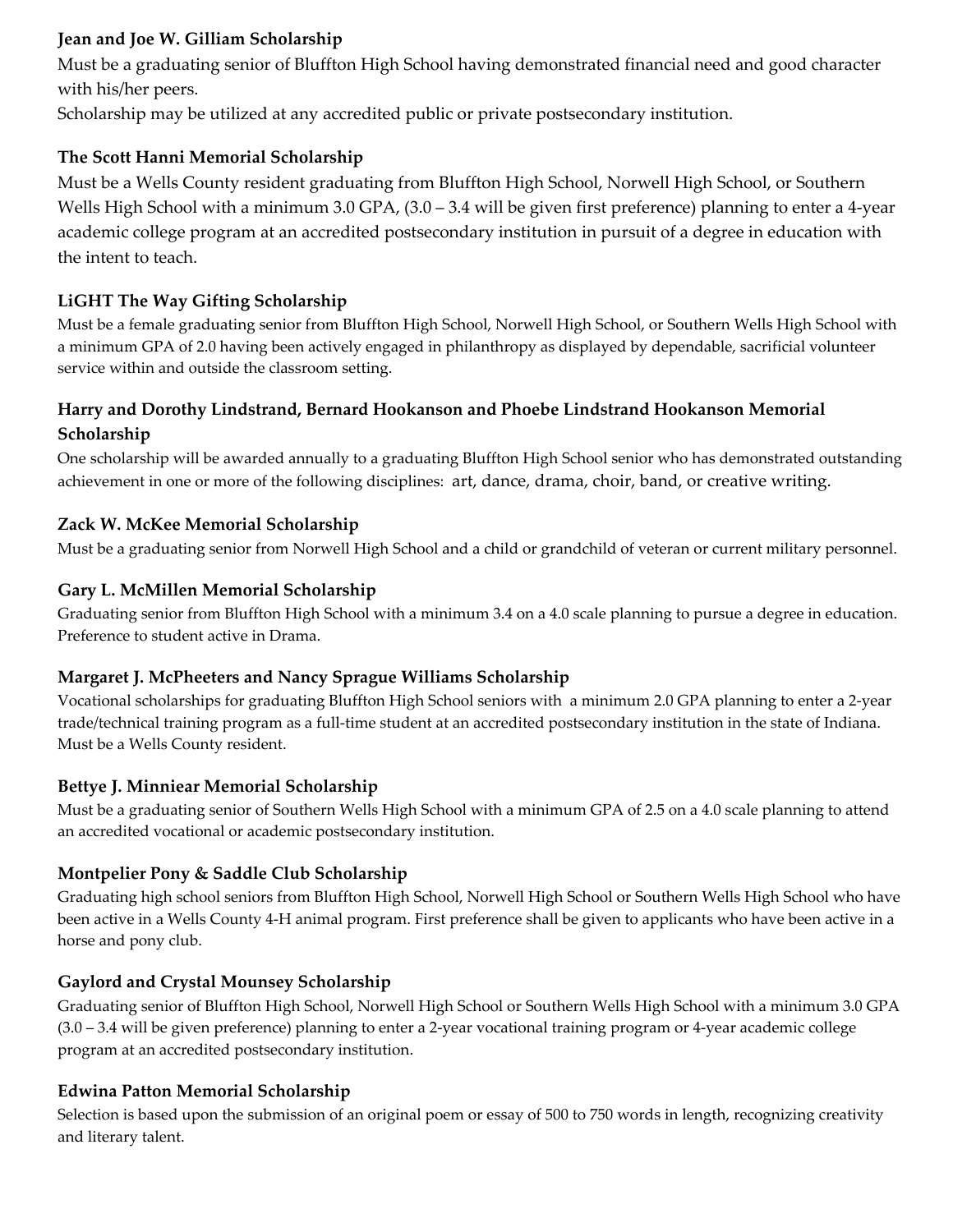### Jean and Joe W. Gilliam Scholarship

Must be a graduating senior of Bluffton High School having demonstrated financial need and good character with his/her peers.

Scholarship may be utilized at any accredited public or private postsecondary institution.

### The Scott Hanni Memorial Scholarship

Must be a Wells County resident graduating from Bluffton High School, Norwell High School, or Southern Wells High School with a minimum 3.0 GPA, (3.0 – 3.4 will be given first preference) planning to enter a 4-year academic college program at an accredited postsecondary institution in pursuit of a degree in education with the intent to teach.

### LiGHT The Way Gifting Scholarship

Must be a female graduating senior from Bluffton High School, Norwell High School, or Southern Wells High School with a minimum GPA of 2.0 having been actively engaged in philanthropy as displayed by dependable, sacrificial volunteer service within and outside the classroom setting.

### Harry and Dorothy Lindstrand, Bernard Hookanson and Phoebe Lindstrand Hookanson Memorial Scholarship

One scholarship will be awarded annually to a graduating Bluffton High School senior who has demonstrated outstanding achievement in one or more of the following disciplines: art, dance, drama, choir, band, or creative writing.

### Zack W. McKee Memorial Scholarship

Must be a graduating senior from Norwell High School and a child or grandchild of veteran or current military personnel.

### Gary L. McMillen Memorial Scholarship

Graduating senior from Bluffton High School with a minimum 3.4 on a 4.0 scale planning to pursue a degree in education. Preference to student active in Drama.

### Margaret J. McPheeters and Nancy Sprague Williams Scholarship

Vocational scholarships for graduating Bluffton High School seniors with a minimum 2.0 GPA planning to enter a 2-year trade/technical training program as a full-time student at an accredited postsecondary institution in the state of Indiana. Must be a Wells County resident.

### Bettye J. Minniear Memorial Scholarship

Must be a graduating senior of Southern Wells High School with a minimum GPA of 2.5 on a 4.0 scale planning to attend an accredited vocational or academic postsecondary institution.

### Montpelier Pony & Saddle Club Scholarship

Graduating high school seniors from Bluffton High School, Norwell High School or Southern Wells High School who have been active in a Wells County 4-H animal program. First preference shall be given to applicants who have been active in a horse and pony club.

### Gaylord and Crystal Mounsey Scholarship

Graduating senior of Bluffton High School, Norwell High School or Southern Wells High School with a minimum 3.0 GPA (3.0 – 3.4 will be given preference) planning to enter a 2-year vocational training program or 4-year academic college program at an accredited postsecondary institution.

### Edwina Patton Memorial Scholarship

Selection is based upon the submission of an original poem or essay of 500 to 750 words in length, recognizing creativity and literary talent.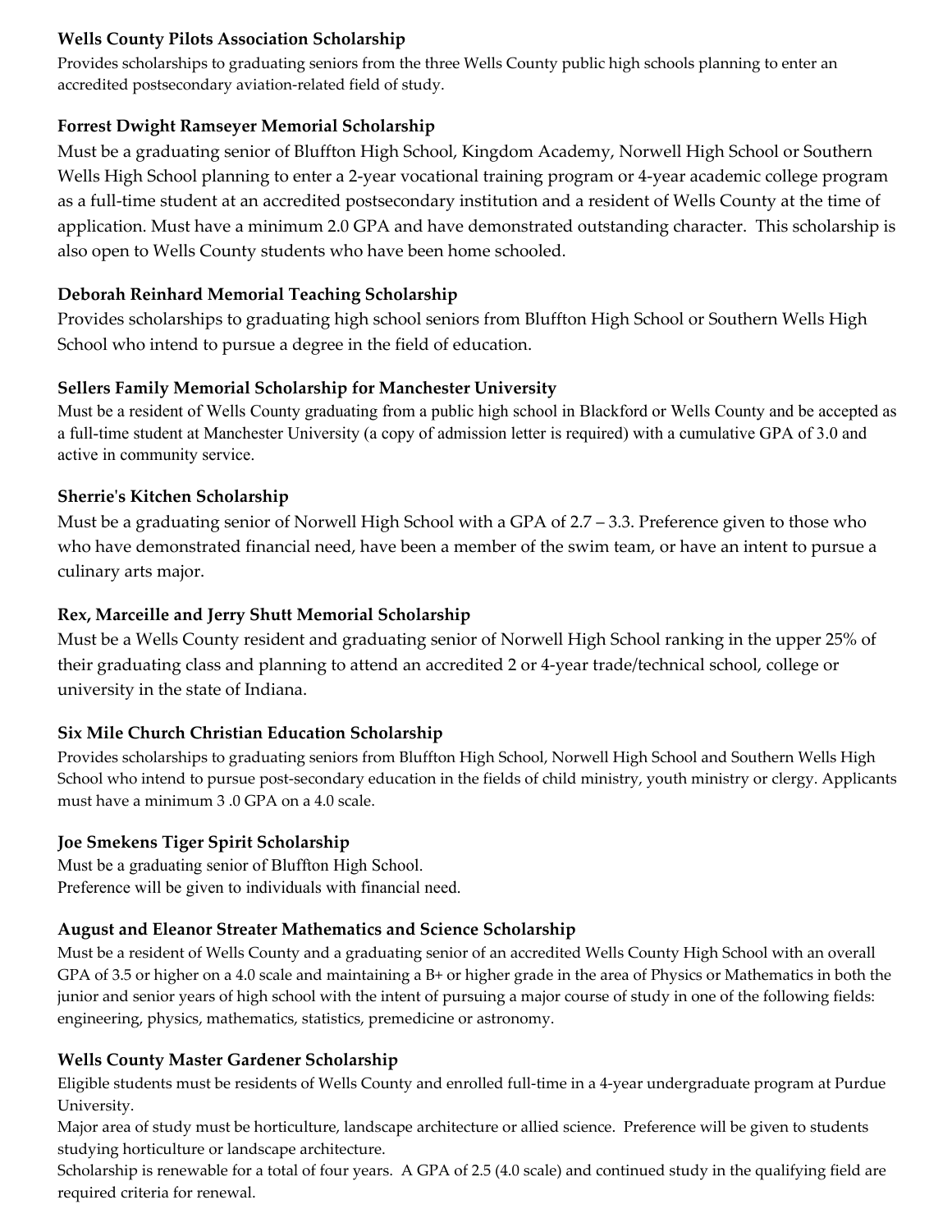### Wells County Pilots Association Scholarship

Provides scholarships to graduating seniors from the three Wells County public high schools planning to enter an accredited postsecondary aviation-related field of study.

### Forrest Dwight Ramseyer Memorial Scholarship

Must be a graduating senior of Bluffton High School, Kingdom Academy, Norwell High School or Southern Wells High School planning to enter a 2-year vocational training program or 4-year academic college program as a full-time student at an accredited postsecondary institution and a resident of Wells County at the time of application. Must have a minimum 2.0 GPA and have demonstrated outstanding character. This scholarship is also open to Wells County students who have been home schooled.

### Deborah Reinhard Memorial Teaching Scholarship

Provides scholarships to graduating high school seniors from Bluffton High School or Southern Wells High School who intend to pursue a degree in the field of education.

### Sellers Family Memorial Scholarship for Manchester University

Must be a resident of Wells County graduating from a public high school in Blackford or Wells County and be accepted as a full-time student at Manchester University (a copy of admission letter is required) with a cumulative GPA of 3.0 and active in community service.

### Sherrie's Kitchen Scholarship

Must be a graduating senior of Norwell High School with a GPA of 2.7 – 3.3. Preference given to those who who have demonstrated financial need, have been a member of the swim team, or have an intent to pursue a culinary arts major.

### Rex, Marceille and Jerry Shutt Memorial Scholarship

Must be a Wells County resident and graduating senior of Norwell High School ranking in the upper 25% of their graduating class and planning to attend an accredited 2 or 4-year trade/technical school, college or university in the state of Indiana.

### Six Mile Church Christian Education Scholarship

Provides scholarships to graduating seniors from Bluffton High School, Norwell High School and Southern Wells High School who intend to pursue post-secondary education in the fields of child ministry, youth ministry or clergy. Applicants must have a minimum 3 .0 GPA on a 4.0 scale.

### Joe Smekens Tiger Spirit Scholarship

Must be a graduating senior of Bluffton High School.
Preference will be given to individuals with financial need.

### August and Eleanor Streater Mathematics and Science Scholarship

Must be a resident of Wells County and a graduating senior of an accredited Wells County High School with an overall GPA of 3.5 or higher on a 4.0 scale and maintaining a B+ or higher grade in the area of Physics or Mathematics in both the junior and senior years of high school with the intent of pursuing a major course of study in one of the following fields: engineering, physics, mathematics, statistics, premedicine or astronomy.

### Wells County Master Gardener Scholarship

Eligible students must be residents of Wells County and enrolled full-time in a 4-year undergraduate program at Purdue University.
Major area of study must be horticulture, landscape architecture or allied science. Preference will be given to students studying horticulture or landscape architecture.
Scholarship is renewable for a total of four years. A GPA of 2.5 (4.0 scale) and continued study in the qualifying field are required criteria for renewal.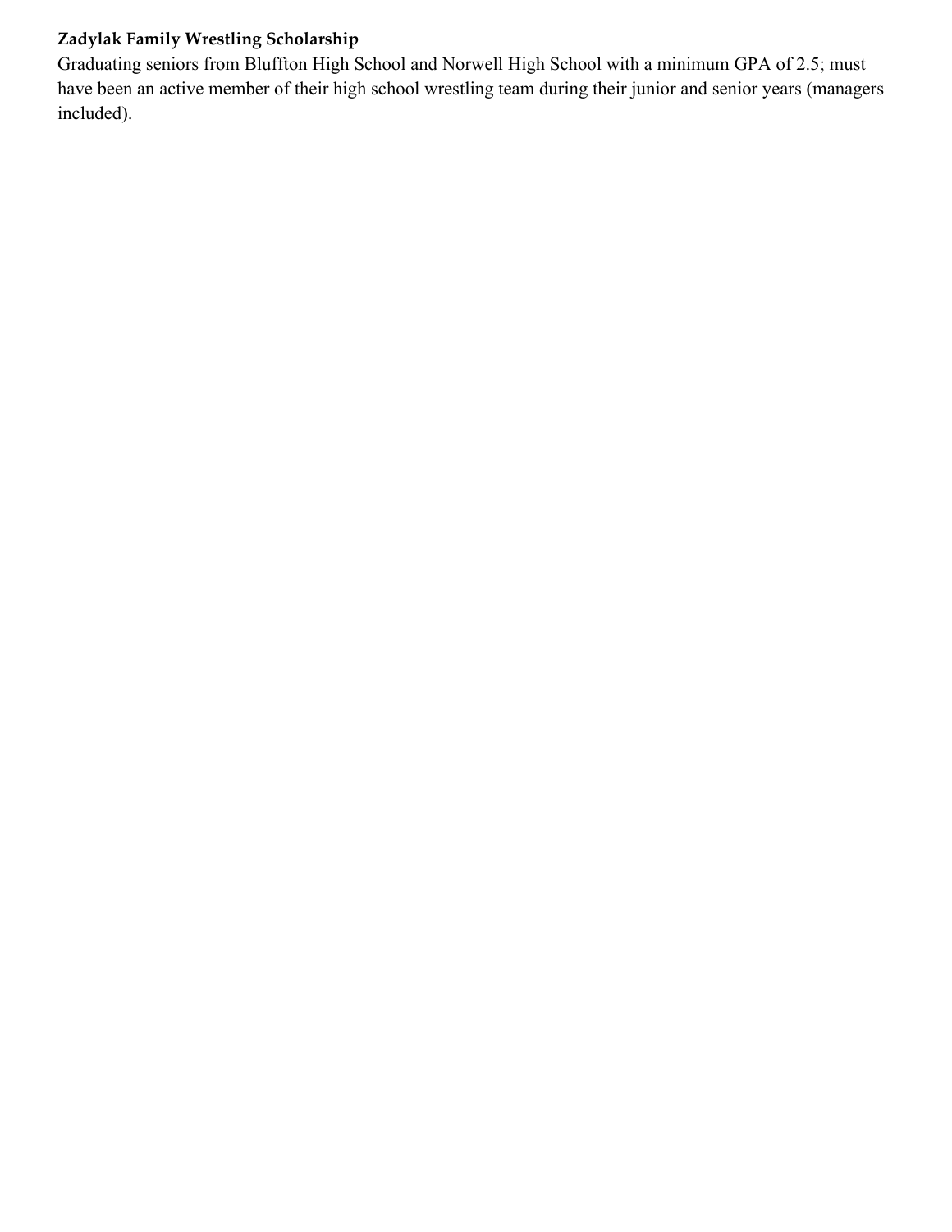**Zadylak Family Wrestling Scholarship**

Graduating seniors from Bluffton High School and Norwell High School with a minimum GPA of 2.5; must have been an active member of their high school wrestling team during their junior and senior years (managers included).